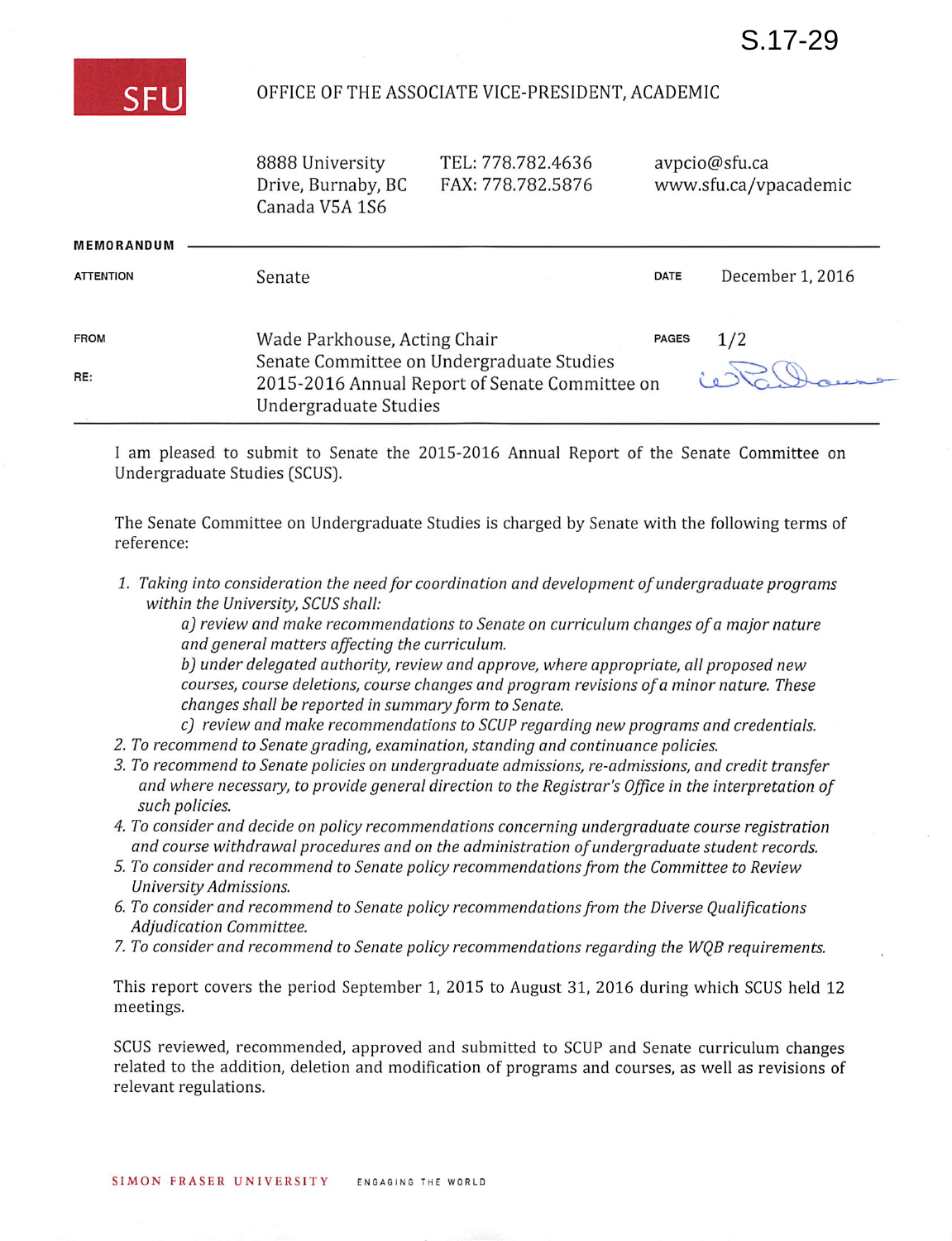S.17-29

SFU

OFFICE OF THE ASSOCIATE VICE-PRESIDENT, ACADEMIC

8888 University Drive, Burnaby, BC Canada V5A 1S6

TEL: 778.782.4636
FAX: 778.782.5876

avpcio@sfu.ca
www.sfu.ca/vpacademic

**MEMORANDUM**

| | | | |
|---|---|---|---|
| **ATTENTION** | Senate | **DATE** | December 1, 2016 |
| **FROM** | Wade Parkhouse, Acting Chair<br>Senate Committee on Undergraduate Studies | **PAGES** | 1/2 |
| **RE:** | 2015-2016 Annual Report of Senate Committee on Undergraduate Studies | | |

I am pleased to submit to Senate the 2015-2016 Annual Report of the Senate Committee on Undergraduate Studies (SCUS).

The Senate Committee on Undergraduate Studies is charged by Senate with the following terms of reference:

1. *Taking into consideration the need for coordination and development of undergraduate programs within the University, SCUS shall:*
   *a) review and make recommendations to Senate on curriculum changes of a major nature and general matters affecting the curriculum.*
   *b) under delegated authority, review and approve, where appropriate, all proposed new courses, course deletions, course changes and program revisions of a minor nature. These changes shall be reported in summary form to Senate.*
   *c) review and make recommendations to SCUP regarding new programs and credentials.*
2. *To recommend to Senate grading, examination, standing and continuance policies.*
3. *To recommend to Senate policies on undergraduate admissions, re-admissions, and credit transfer and where necessary, to provide general direction to the Registrar's Office in the interpretation of such policies.*
4. *To consider and decide on policy recommendations concerning undergraduate course registration and course withdrawal procedures and on the administration of undergraduate student records.*
5. *To consider and recommend to Senate policy recommendations from the Committee to Review University Admissions.*
6. *To consider and recommend to Senate policy recommendations from the Diverse Qualifications Adjudication Committee.*
7. *To consider and recommend to Senate policy recommendations regarding the WQB requirements.*

This report covers the period September 1, 2015 to August 31, 2016 during which SCUS held 12 meetings.

SCUS reviewed, recommended, approved and submitted to SCUP and Senate curriculum changes related to the addition, deletion and modification of programs and courses, as well as revisions of relevant regulations.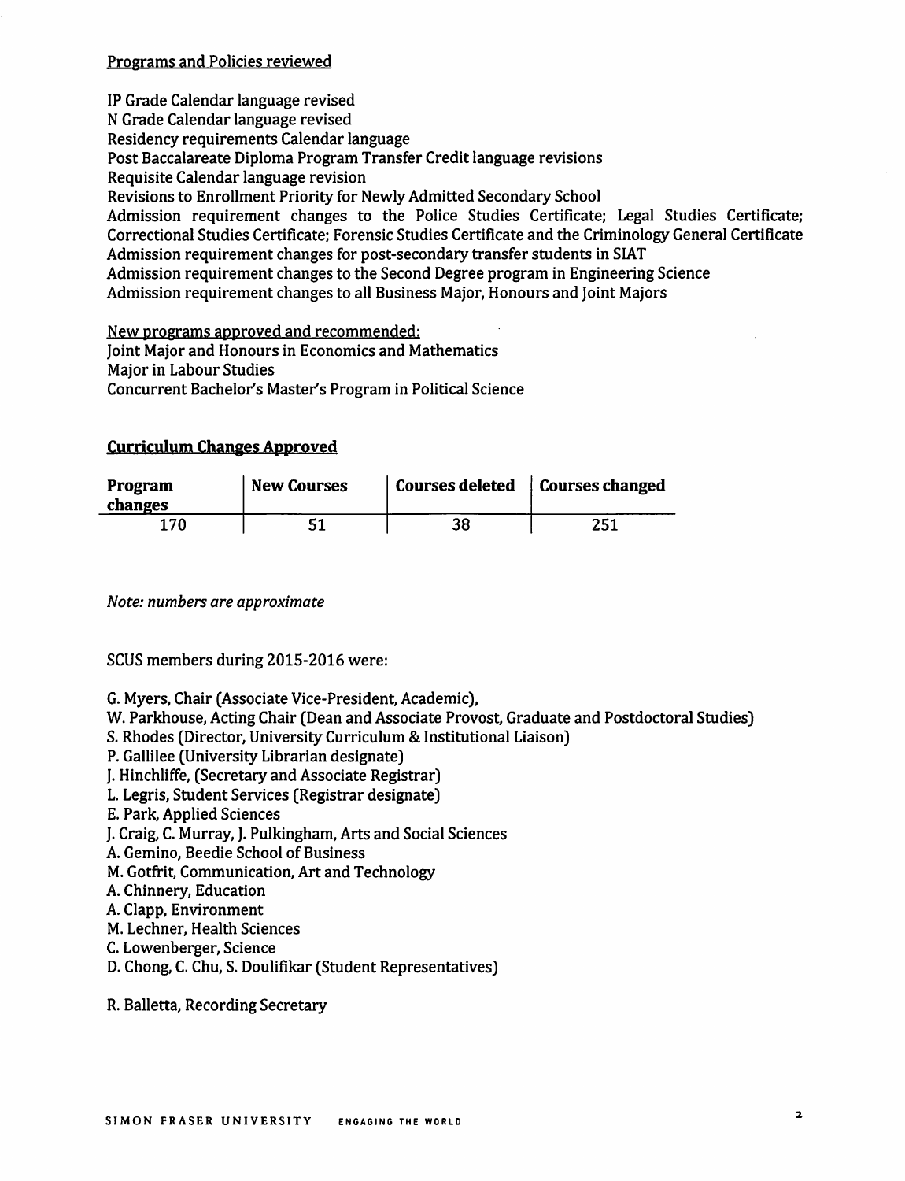Programs and Policies reviewed

IP Grade Calendar language revised
N Grade Calendar language revised
Residency requirements Calendar language
Post Baccalareate Diploma Program Transfer Credit language revisions
Requisite Calendar language revision
Revisions to Enrollment Priority for Newly Admitted Secondary School
Admission requirement changes to the Police Studies Certificate; Legal Studies Certificate; Correctional Studies Certificate; Forensic Studies Certificate and the Criminology General Certificate
Admission requirement changes for post-secondary transfer students in SIAT
Admission requirement changes to the Second Degree program in Engineering Science
Admission requirement changes to all Business Major, Honours and Joint Majors

New programs approved and recommended:
Joint Major and Honours in Economics and Mathematics
Major in Labour Studies
Concurrent Bachelor's Master's Program in Political Science

## Curriculum Changes Approved

| Program changes | New Courses | Courses deleted | Courses changed |
|---|---|---|---|
| 170 | 51 | 38 | 251 |

*Note: numbers are approximate*

SCUS members during 2015-2016 were:

G. Myers, Chair (Associate Vice-President, Academic),
W. Parkhouse, Acting Chair (Dean and Associate Provost, Graduate and Postdoctoral Studies)
S. Rhodes (Director, University Curriculum & Institutional Liaison)
P. Gallilee (University Librarian designate)
J. Hinchliffe, (Secretary and Associate Registrar)
L. Legris, Student Services (Registrar designate)
E. Park, Applied Sciences
J. Craig, C. Murray, J. Pulkingham, Arts and Social Sciences
A. Gemino, Beedie School of Business
M. Gotfrit, Communication, Art and Technology
A. Chinnery, Education
A. Clapp, Environment
M. Lechner, Health Sciences
C. Lowenberger, Science
D. Chong, C. Chu, S. Doulifikar (Student Representatives)

R. Balletta, Recording Secretary